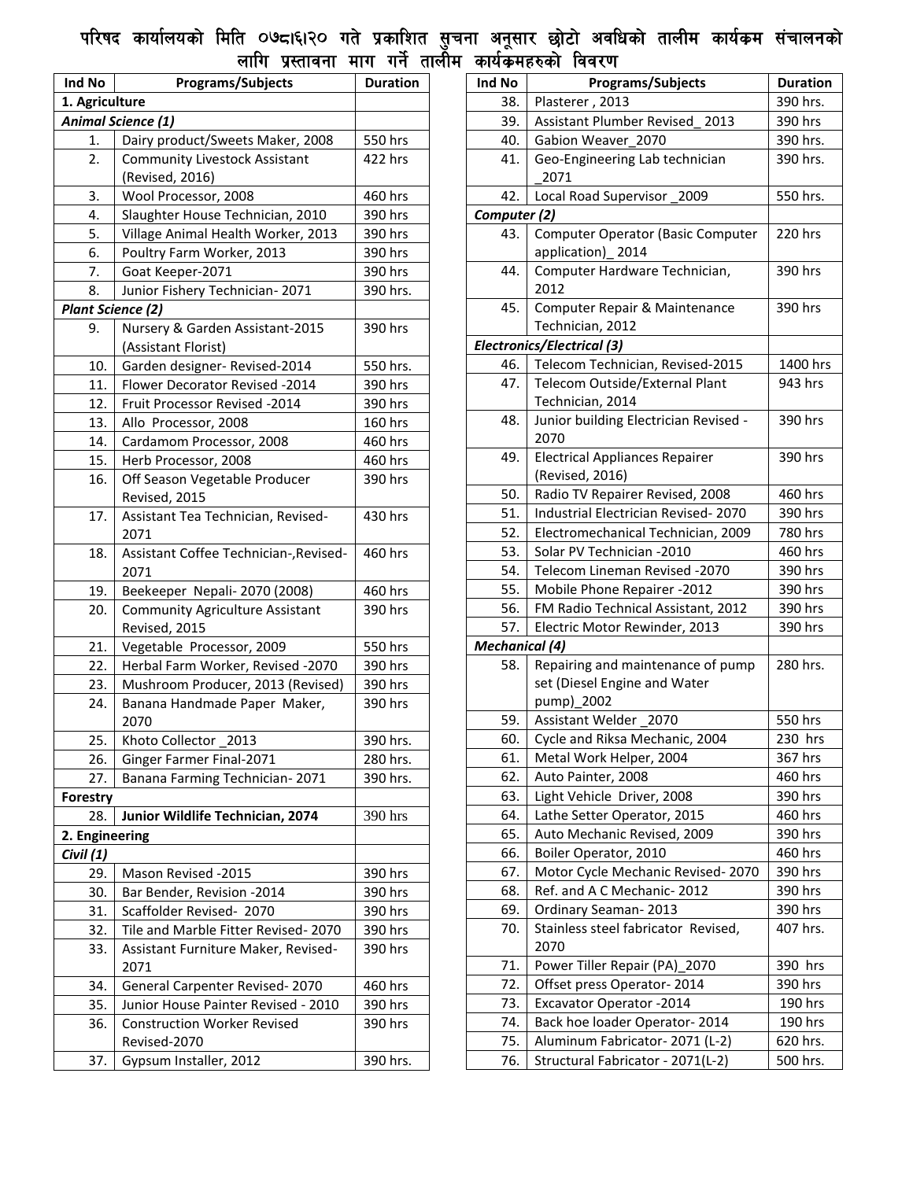# परिषद कार्यालयको मिति ०७८।६।२० गते प्रकाशित सुचना अनुसार छोटो अवधिको तालीम कार्यक्रम संचालनको लागि प्रस्तावना माग गर्ने तालीम कार्यक्रमहरुको विवरण

| Ind No | Programs/Subjects | Duration |
|---|---|---|
| **1. Agriculture** | | |
| ***Animal Science (1)*** | | |
| 1. | Dairy product/Sweets Maker, 2008 | 550 hrs |
| 2. | Community Livestock Assistant (Revised, 2016) | 422 hrs |
| 3. | Wool Processor, 2008 | 460 hrs |
| 4. | Slaughter House Technician, 2010 | 390 hrs |
| 5. | Village Animal Health Worker, 2013 | 390 hrs |
| 6. | Poultry Farm Worker, 2013 | 390 hrs |
| 7. | Goat Keeper-2071 | 390 hrs |
| 8. | Junior Fishery Technician- 2071 | 390 hrs. |
| ***Plant Science (2)*** | | |
| 9. | Nursery & Garden Assistant-2015 (Assistant Florist) | 390 hrs |
| 10. | Garden designer- Revised-2014 | 550 hrs. |
| 11. | Flower Decorator Revised -2014 | 390 hrs |
| 12. | Fruit Processor Revised -2014 | 390 hrs |
| 13. | Allo Processor, 2008 | 160 hrs |
| 14. | Cardamom Processor, 2008 | 460 hrs |
| 15. | Herb Processor, 2008 | 460 hrs |
| 16. | Off Season Vegetable Producer Revised, 2015 | 390 hrs |
| 17. | Assistant Tea Technician, Revised-2071 | 430 hrs |
| 18. | Assistant Coffee Technician-,Revised-2071 | 460 hrs |
| 19. | Beekeeper Nepali- 2070 (2008) | 460 hrs |
| 20. | Community Agriculture Assistant Revised, 2015 | 390 hrs |
| 21. | Vegetable Processor, 2009 | 550 hrs |
| 22. | Herbal Farm Worker, Revised -2070 | 390 hrs |
| 23. | Mushroom Producer, 2013 (Revised) | 390 hrs |
| 24. | Banana Handmade Paper Maker, 2070 | 390 hrs |
| 25. | Khoto Collector _2013 | 390 hrs. |
| 26. | Ginger Farmer Final-2071 | 280 hrs. |
| 27. | Banana Farming Technician- 2071 | 390 hrs. |
| **Forestry** | | |
| 28. | **Junior Wildlife Technician, 2074** | 390 hrs |
| **2. Engineering** | | |
| ***Civil (1)*** | | |
| 29. | Mason Revised -2015 | 390 hrs |
| 30. | Bar Bender, Revision -2014 | 390 hrs |
| 31. | Scaffolder Revised- 2070 | 390 hrs |
| 32. | Tile and Marble Fitter Revised- 2070 | 390 hrs |
| 33. | Assistant Furniture Maker, Revised-2071 | 390 hrs |
| 34. | General Carpenter Revised- 2070 | 460 hrs |
| 35. | Junior House Painter Revised - 2010 | 390 hrs |
| 36. | Construction Worker Revised Revised-2070 | 390 hrs |
| 37. | Gypsum Installer, 2012 | 390 hrs. |
| 38. | Plasterer , 2013 | 390 hrs. |
| 39. | Assistant Plumber Revised_ 2013 | 390 hrs |
| 40. | Gabion Weaver_2070 | 390 hrs. |
| 41. | Geo-Engineering Lab technician _2071 | 390 hrs. |
| 42. | Local Road Supervisor _2009 | 550 hrs. |
| ***Computer (2)*** | | |
| 43. | Computer Operator (Basic Computer application)_ 2014 | 220 hrs |
| 44. | Computer Hardware Technician, 2012 | 390 hrs |
| 45. | Computer Repair & Maintenance Technician, 2012 | 390 hrs |
| ***Electronics/Electrical (3)*** | | |
| 46. | Telecom Technician, Revised-2015 | 1400 hrs |
| 47. | Telecom Outside/External Plant Technician, 2014 | 943 hrs |
| 48. | Junior building Electrician Revised - 2070 | 390 hrs |
| 49. | Electrical Appliances Repairer (Revised, 2016) | 390 hrs |
| 50. | Radio TV Repairer Revised, 2008 | 460 hrs |
| 51. | Industrial Electrician Revised- 2070 | 390 hrs |
| 52. | Electromechanical Technician, 2009 | 780 hrs |
| 53. | Solar PV Technician -2010 | 460 hrs |
| 54. | Telecom Lineman Revised -2070 | 390 hrs |
| 55. | Mobile Phone Repairer -2012 | 390 hrs |
| 56. | FM Radio Technical Assistant, 2012 | 390 hrs |
| 57. | Electric Motor Rewinder, 2013 | 390 hrs |
| ***Mechanical (4)*** | | |
| 58. | Repairing and maintenance of pump set (Diesel Engine and Water pump)_2002 | 280 hrs. |
| 59. | Assistant Welder _2070 | 550 hrs |
| 60. | Cycle and Riksa Mechanic, 2004 | 230 hrs |
| 61. | Metal Work Helper, 2004 | 367 hrs |
| 62. | Auto Painter, 2008 | 460 hrs |
| 63. | Light Vehicle Driver, 2008 | 390 hrs |
| 64. | Lathe Setter Operator, 2015 | 460 hrs |
| 65. | Auto Mechanic Revised, 2009 | 390 hrs |
| 66. | Boiler Operator, 2010 | 460 hrs |
| 67. | Motor Cycle Mechanic Revised- 2070 | 390 hrs |
| 68. | Ref. and A C Mechanic- 2012 | 390 hrs |
| 69. | Ordinary Seaman- 2013 | 390 hrs |
| 70. | Stainless steel fabricator Revised, 2070 | 407 hrs. |
| 71. | Power Tiller Repair (PA)_2070 | 390 hrs |
| 72. | Offset press Operator- 2014 | 390 hrs |
| 73. | Excavator Operator -2014 | 190 hrs |
| 74. | Back hoe loader Operator- 2014 | 190 hrs |
| 75. | Aluminum Fabricator- 2071 (L-2) | 620 hrs. |
| 76. | Structural Fabricator - 2071(L-2) | 500 hrs. |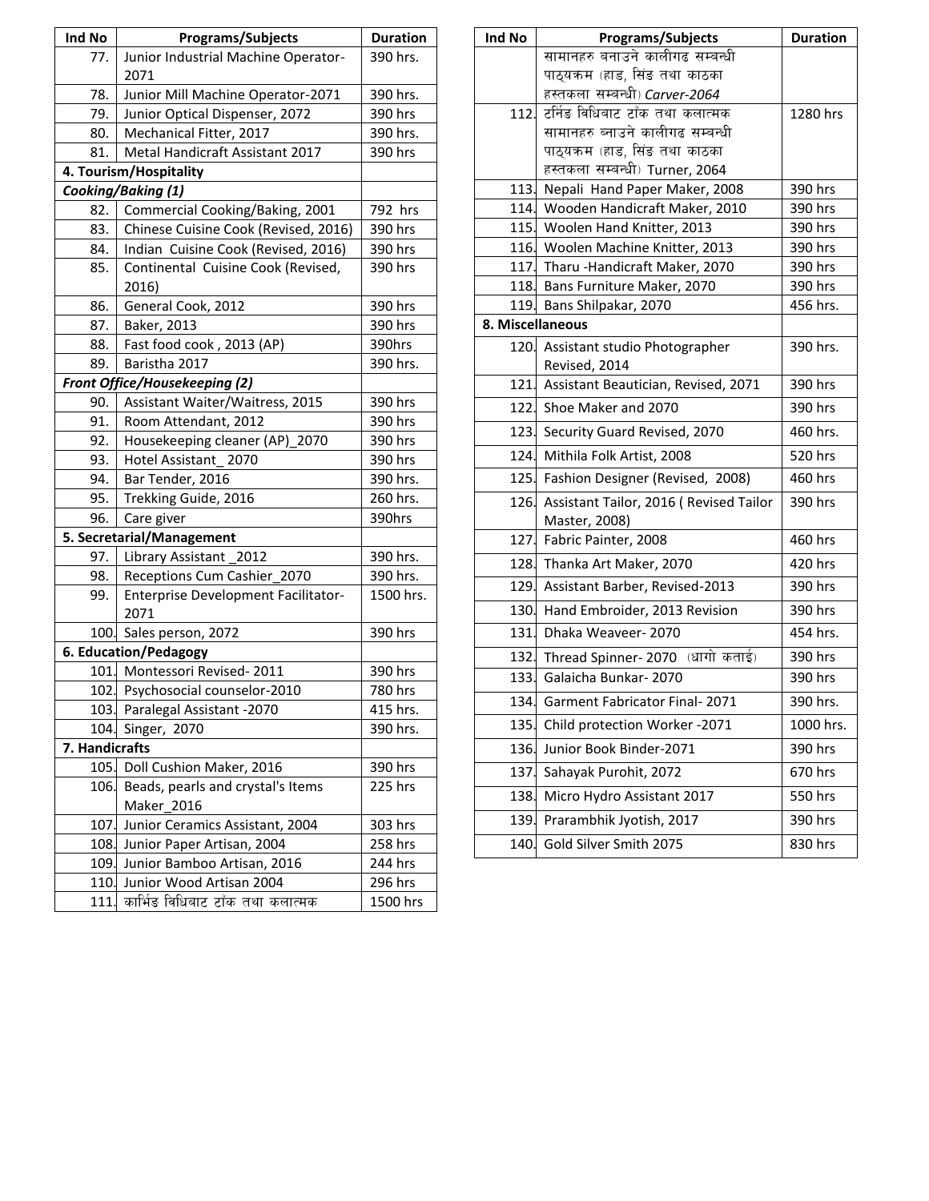| Ind No | Programs/Subjects | Duration |
|---|---|---|
| 77. | Junior Industrial Machine Operator-2071 | 390 hrs. |
| 78. | Junior Mill Machine Operator-2071 | 390 hrs. |
| 79. | Junior Optical Dispenser, 2072 | 390 hrs |
| 80. | Mechanical Fitter, 2017 | 390 hrs. |
| 81. | Metal Handicraft Assistant 2017 | 390 hrs |
| **4. Tourism/Hospitality** | | |
| ***Cooking/Baking (1)*** | | |
| 82. | Commercial Cooking/Baking, 2001 | 792 hrs |
| 83. | Chinese Cuisine Cook (Revised, 2016) | 390 hrs |
| 84. | Indian Cuisine Cook (Revised, 2016) | 390 hrs |
| 85. | Continental Cuisine Cook (Revised, 2016) | 390 hrs |
| 86. | General Cook, 2012 | 390 hrs |
| 87. | Baker, 2013 | 390 hrs |
| 88. | Fast food cook , 2013 (AP) | 390hrs |
| 89. | Baristha 2017 | 390 hrs. |
| ***Front Office/Housekeeping (2)*** | | |
| 90. | Assistant Waiter/Waitress, 2015 | 390 hrs |
| 91. | Room Attendant, 2012 | 390 hrs |
| 92. | Housekeeping cleaner (AP)_2070 | 390 hrs |
| 93. | Hotel Assistant_ 2070 | 390 hrs |
| 94. | Bar Tender, 2016 | 390 hrs. |
| 95. | Trekking Guide, 2016 | 260 hrs. |
| 96. | Care giver | 390hrs |
| **5. Secretarial/Management** | | |
| 97. | Library Assistant _2012 | 390 hrs. |
| 98. | Receptions Cum Cashier_2070 | 390 hrs. |
| 99. | Enterprise Development Facilitator-2071 | 1500 hrs. |
| 100. | Sales person, 2072 | 390 hrs |
| **6. Education/Pedagogy** | | |
| 101. | Montessori Revised- 2011 | 390 hrs |
| 102. | Psychosocial counselor-2010 | 780 hrs |
| 103. | Paralegal Assistant -2070 | 415 hrs. |
| 104. | Singer, 2070 | 390 hrs. |
| **7. Handicrafts** | | |
| 105. | Doll Cushion Maker, 2016 | 390 hrs |
| 106. | Beads, pearls and crystal's Items Maker_2016 | 225 hrs |
| 107. | Junior Ceramics Assistant, 2004 | 303 hrs |
| 108. | Junior Paper Artisan, 2004 | 258 hrs |
| 109. | Junior Bamboo Artisan, 2016 | 244 hrs |
| 110. | Junior Wood Artisan 2004 | 296 hrs |
| 111. | कार्भिङ विधिबाट टाँक तथा कलात्मक सामानहरु बनाउने कालीगढ सम्बन्धी पाठ्यक्रम (हाड, सिंङ तथा काठका हस्तकला सम्बन्धी) *Carver-2064* | 1500 hrs |
| 112. | टर्निङ विधिबाट टाँक तथा कलात्मक सामानहरु ब्नाउने कालीगढ सम्बन्धी पाठ्यक्रम (हाड, सिंङ तथा काठका हस्तकला सम्बन्धी) Turner, 2064 | 1280 hrs |
| 113. | Nepali Hand Paper Maker, 2008 | 390 hrs |
| 114. | Wooden Handicraft Maker, 2010 | 390 hrs |
| 115. | Woolen Hand Knitter, 2013 | 390 hrs |
| 116. | Woolen Machine Knitter, 2013 | 390 hrs |
| 117. | Tharu -Handicraft Maker, 2070 | 390 hrs |
| 118. | Bans Furniture Maker, 2070 | 390 hrs |
| 119. | Bans Shilpakar, 2070 | 456 hrs. |
| **8. Miscellaneous** | | |
| 120. | Assistant studio Photographer Revised, 2014 | 390 hrs. |
| 121. | Assistant Beautician, Revised, 2071 | 390 hrs |
| 122. | Shoe Maker and 2070 | 390 hrs |
| 123. | Security Guard Revised, 2070 | 460 hrs. |
| 124. | Mithila Folk Artist, 2008 | 520 hrs |
| 125. | Fashion Designer (Revised, 2008) | 460 hrs |
| 126. | Assistant Tailor, 2016 ( Revised Tailor Master, 2008) | 390 hrs |
| 127. | Fabric Painter, 2008 | 460 hrs |
| 128. | Thanka Art Maker, 2070 | 420 hrs |
| 129. | Assistant Barber, Revised-2013 | 390 hrs |
| 130. | Hand Embroider, 2013 Revision | 390 hrs |
| 131. | Dhaka Weaveer- 2070 | 454 hrs. |
| 132. | Thread Spinner- 2070 (धागो कताई) | 390 hrs |
| 133. | Galaicha Bunkar- 2070 | 390 hrs |
| 134. | Garment Fabricator Final- 2071 | 390 hrs. |
| 135. | Child protection Worker -2071 | 1000 hrs. |
| 136. | Junior Book Binder-2071 | 390 hrs |
| 137. | Sahayak Purohit, 2072 | 670 hrs |
| 138. | Micro Hydro Assistant 2017 | 550 hrs |
| 139. | Prarambhik Jyotish, 2017 | 390 hrs |
| 140. | Gold Silver Smith 2075 | 830 hrs |